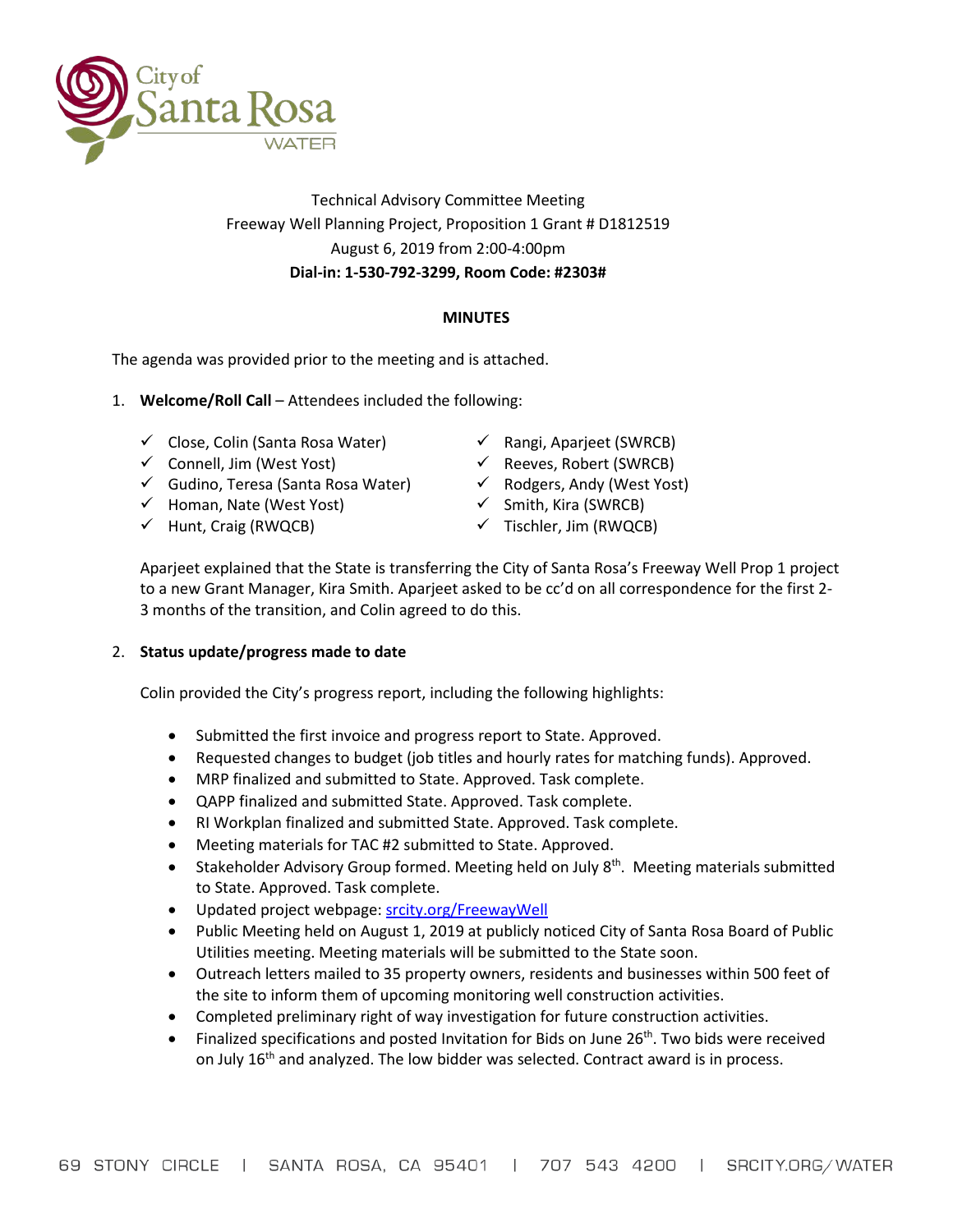Technical Advisory Committee Meeting
Freeway Well Planning Project, Proposition 1 Grant # D1812519
August 6, 2019 from 2:00-4:00pm
**Dial-in: 1-530-792-3299, Room Code: #2303#**

## MINUTES

The agenda was provided prior to the meeting and is attached.

1. **Welcome/Roll Call** – Attendees included the following:

   - ✓ Close, Colin (Santa Rosa Water)
   - ✓ Connell, Jim (West Yost)
   - ✓ Gudino, Teresa (Santa Rosa Water)
   - ✓ Homan, Nate (West Yost)
   - ✓ Hunt, Craig (RWQCB)
   - ✓ Rangi, Aparjeet (SWRCB)
   - ✓ Reeves, Robert (SWRCB)
   - ✓ Rodgers, Andy (West Yost)
   - ✓ Smith, Kira (SWRCB)
   - ✓ Tischler, Jim (RWQCB)

   Aparjeet explained that the State is transferring the City of Santa Rosa's Freeway Well Prop 1 project to a new Grant Manager, Kira Smith. Aparjeet asked to be cc'd on all correspondence for the first 2-3 months of the transition, and Colin agreed to do this.

2. **Status update/progress made to date**

   Colin provided the City's progress report, including the following highlights:

   - Submitted the first invoice and progress report to State. Approved.
   - Requested changes to budget (job titles and hourly rates for matching funds). Approved.
   - MRP finalized and submitted to State. Approved. Task complete.
   - QAPP finalized and submitted State. Approved. Task complete.
   - RI Workplan finalized and submitted State. Approved. Task complete.
   - Meeting materials for TAC #2 submitted to State. Approved.
   - Stakeholder Advisory Group formed. Meeting held on July 8th. Meeting materials submitted to State. Approved. Task complete.
   - Updated project webpage: [srcity.org/FreewayWell](srcity.org/FreewayWell)
   - Public Meeting held on August 1, 2019 at publicly noticed City of Santa Rosa Board of Public Utilities meeting. Meeting materials will be submitted to the State soon.
   - Outreach letters mailed to 35 property owners, residents and businesses within 500 feet of the site to inform them of upcoming monitoring well construction activities.
   - Completed preliminary right of way investigation for future construction activities.
   - Finalized specifications and posted Invitation for Bids on June 26th. Two bids were received on July 16th and analyzed. The low bidder was selected. Contract award is in process.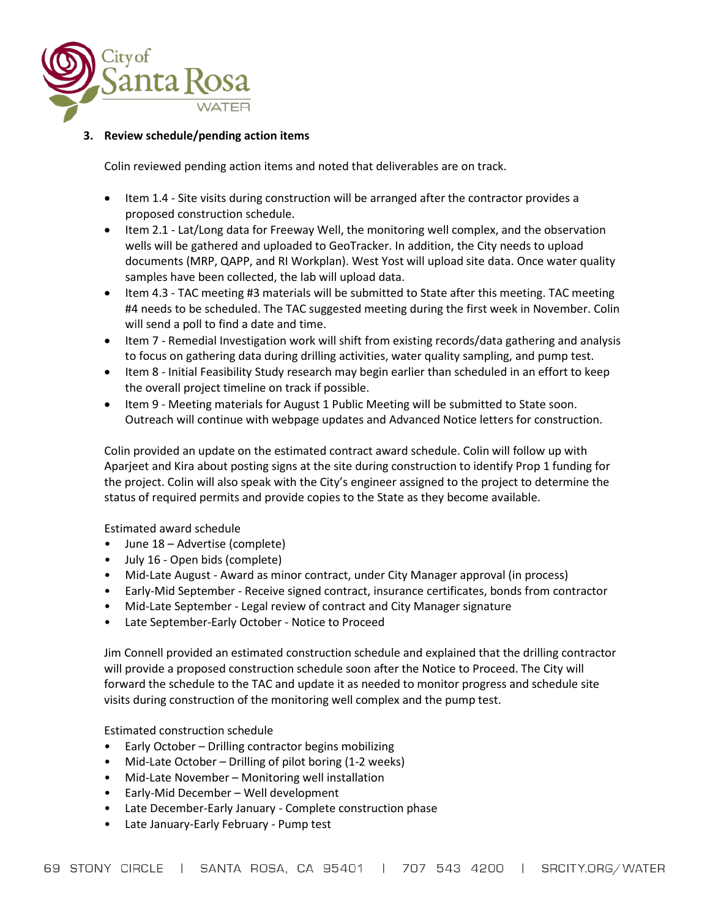**3. Review schedule/pending action items**

Colin reviewed pending action items and noted that deliverables are on track.

- Item 1.4 - Site visits during construction will be arranged after the contractor provides a proposed construction schedule.
- Item 2.1 - Lat/Long data for Freeway Well, the monitoring well complex, and the observation wells will be gathered and uploaded to GeoTracker. In addition, the City needs to upload documents (MRP, QAPP, and RI Workplan). West Yost will upload site data. Once water quality samples have been collected, the lab will upload data.
- Item 4.3 - TAC meeting #3 materials will be submitted to State after this meeting. TAC meeting #4 needs to be scheduled. The TAC suggested meeting during the first week in November. Colin will send a poll to find a date and time.
- Item 7 - Remedial Investigation work will shift from existing records/data gathering and analysis to focus on gathering data during drilling activities, water quality sampling, and pump test.
- Item 8 - Initial Feasibility Study research may begin earlier than scheduled in an effort to keep the overall project timeline on track if possible.
- Item 9 - Meeting materials for August 1 Public Meeting will be submitted to State soon. Outreach will continue with webpage updates and Advanced Notice letters for construction.

Colin provided an update on the estimated contract award schedule. Colin will follow up with Aparjeet and Kira about posting signs at the site during construction to identify Prop 1 funding for the project. Colin will also speak with the City's engineer assigned to the project to determine the status of required permits and provide copies to the State as they become available.

Estimated award schedule

- June 18 – Advertise (complete)
- July 16 - Open bids (complete)
- Mid-Late August - Award as minor contract, under City Manager approval (in process)
- Early-Mid September - Receive signed contract, insurance certificates, bonds from contractor
- Mid-Late September - Legal review of contract and City Manager signature
- Late September-Early October - Notice to Proceed

Jim Connell provided an estimated construction schedule and explained that the drilling contractor will provide a proposed construction schedule soon after the Notice to Proceed. The City will forward the schedule to the TAC and update it as needed to monitor progress and schedule site visits during construction of the monitoring well complex and the pump test.

Estimated construction schedule

- Early October – Drilling contractor begins mobilizing
- Mid-Late October – Drilling of pilot boring (1-2 weeks)
- Mid-Late November – Monitoring well installation
- Early-Mid December – Well development
- Late December-Early January - Complete construction phase
- Late January-Early February - Pump test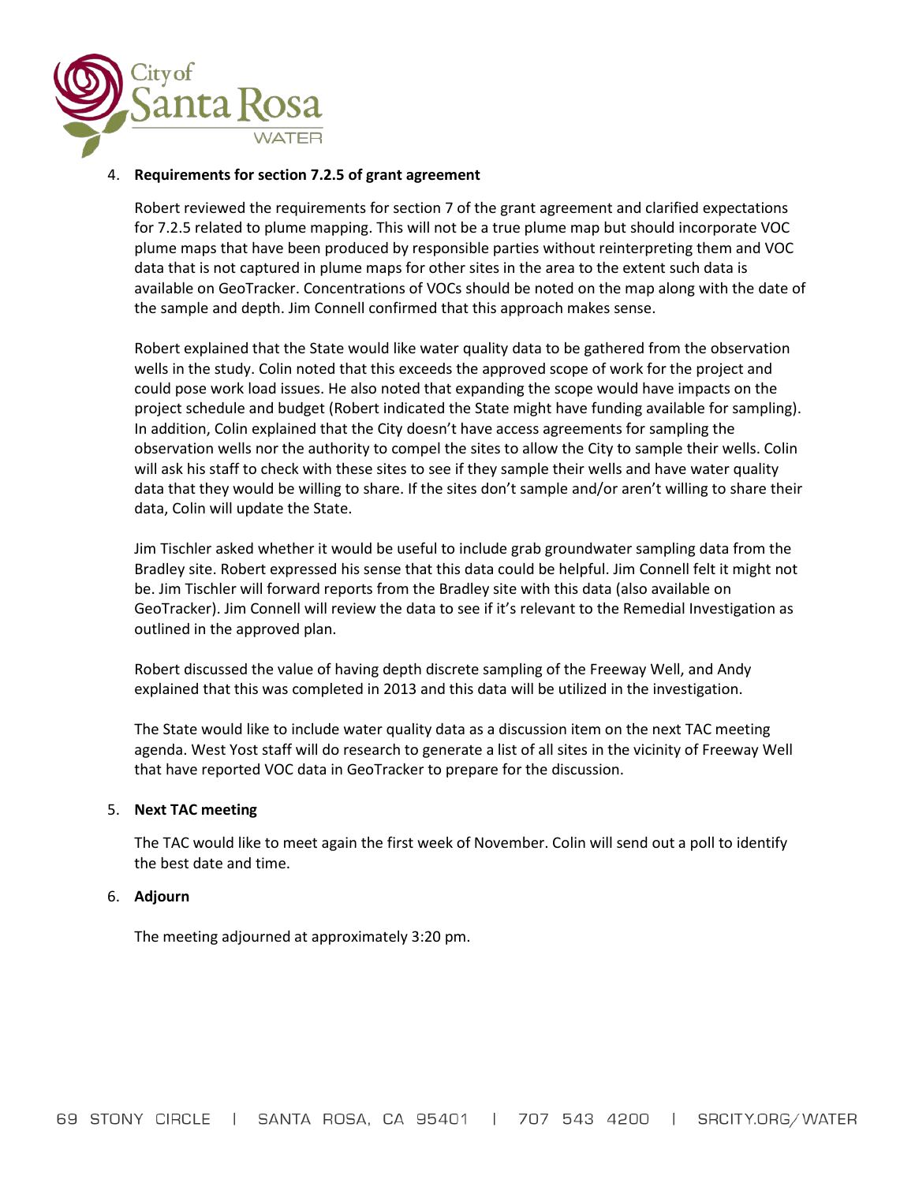4. **Requirements for section 7.2.5 of grant agreement**

   Robert reviewed the requirements for section 7 of the grant agreement and clarified expectations for 7.2.5 related to plume mapping. This will not be a true plume map but should incorporate VOC plume maps that have been produced by responsible parties without reinterpreting them and VOC data that is not captured in plume maps for other sites in the area to the extent such data is available on GeoTracker. Concentrations of VOCs should be noted on the map along with the date of the sample and depth. Jim Connell confirmed that this approach makes sense.

   Robert explained that the State would like water quality data to be gathered from the observation wells in the study. Colin noted that this exceeds the approved scope of work for the project and could pose work load issues. He also noted that expanding the scope would have impacts on the project schedule and budget (Robert indicated the State might have funding available for sampling). In addition, Colin explained that the City doesn't have access agreements for sampling the observation wells nor the authority to compel the sites to allow the City to sample their wells. Colin will ask his staff to check with these sites to see if they sample their wells and have water quality data that they would be willing to share. If the sites don't sample and/or aren't willing to share their data, Colin will update the State.

   Jim Tischler asked whether it would be useful to include grab groundwater sampling data from the Bradley site. Robert expressed his sense that this data could be helpful. Jim Connell felt it might not be. Jim Tischler will forward reports from the Bradley site with this data (also available on GeoTracker). Jim Connell will review the data to see if it's relevant to the Remedial Investigation as outlined in the approved plan.

   Robert discussed the value of having depth discrete sampling of the Freeway Well, and Andy explained that this was completed in 2013 and this data will be utilized in the investigation.

   The State would like to include water quality data as a discussion item on the next TAC meeting agenda. West Yost staff will do research to generate a list of all sites in the vicinity of Freeway Well that have reported VOC data in GeoTracker to prepare for the discussion.

5. **Next TAC meeting**

   The TAC would like to meet again the first week of November. Colin will send out a poll to identify the best date and time.

6. **Adjourn**

   The meeting adjourned at approximately 3:20 pm.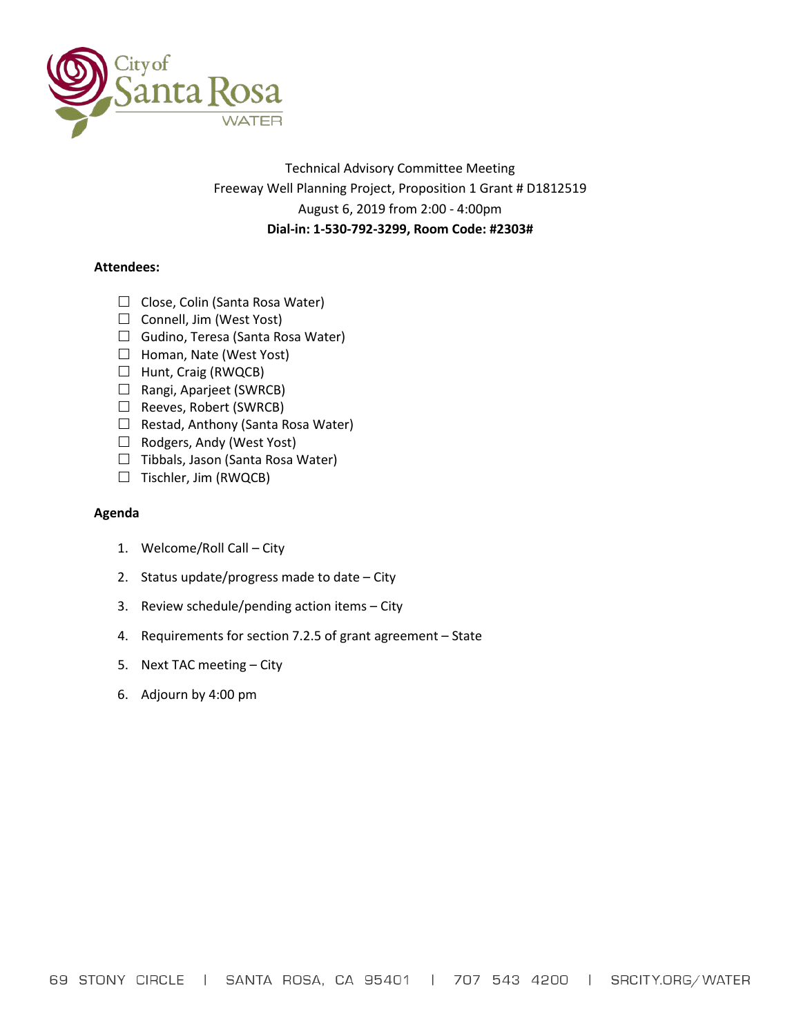City of Santa Rosa WATER

Technical Advisory Committee Meeting
Freeway Well Planning Project, Proposition 1 Grant # D1812519
August 6, 2019 from 2:00 - 4:00pm
**Dial-in: 1-530-792-3299, Room Code: #2303#**

**Attendees:**

- ☐ Close, Colin (Santa Rosa Water)
- ☐ Connell, Jim (West Yost)
- ☐ Gudino, Teresa (Santa Rosa Water)
- ☐ Homan, Nate (West Yost)
- ☐ Hunt, Craig (RWQCB)
- ☐ Rangi, Aparjeet (SWRCB)
- ☐ Reeves, Robert (SWRCB)
- ☐ Restad, Anthony (Santa Rosa Water)
- ☐ Rodgers, Andy (West Yost)
- ☐ Tibbals, Jason (Santa Rosa Water)
- ☐ Tischler, Jim (RWQCB)

**Agenda**

1. Welcome/Roll Call – City
2. Status update/progress made to date – City
3. Review schedule/pending action items – City
4. Requirements for section 7.2.5 of grant agreement – State
5. Next TAC meeting – City
6. Adjourn by 4:00 pm

69 STONY CIRCLE | SANTA ROSA, CA 95401 | 707 543 4200 | SRCITY.ORG/WATER